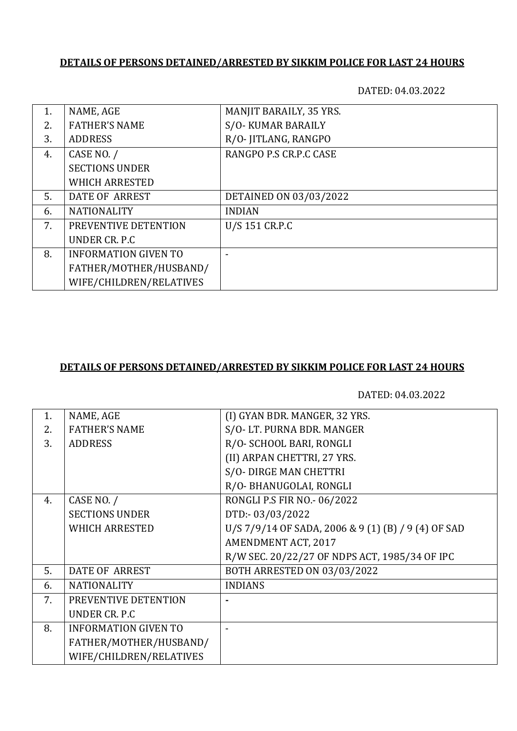**DETAILS OF PERSONS DETAINED/ARRESTED BY SIKKIM POLICE FOR LAST 24 HOURS**

DATED: 04.03.2022

| | | |
|---|---|---|
| 1. | NAME, AGE | MANJIT BARAILY, 35 YRS. |
| 2. | FATHER'S NAME | S/O- KUMAR BARAILY |
| 3. | ADDRESS | R/O- JITLANG, RANGPO |
| 4. | CASE NO. / SECTIONS UNDER WHICH ARRESTED | RANGPO P.S CR.P.C CASE |
| 5. | DATE OF ARREST | DETAINED ON 03/03/2022 |
| 6. | NATIONALITY | INDIAN |
| 7. | PREVENTIVE DETENTION UNDER CR. P.C | U/S 151 CR.P.C |
| 8. | INFORMATION GIVEN TO FATHER/MOTHER/HUSBAND/ WIFE/CHILDREN/RELATIVES | - |

**DETAILS OF PERSONS DETAINED/ARRESTED BY SIKKIM POLICE FOR LAST 24 HOURS**

DATED: 04.03.2022

| | | |
|---|---|---|
| 1. | NAME, AGE | (I) GYAN BDR. MANGER, 32 YRS. |
| 2. | FATHER'S NAME | S/O- LT. PURNA BDR. MANGER |
| 3. | ADDRESS | R/O- SCHOOL BARI, RONGLI<br>(II) ARPAN CHETTRI, 27 YRS.<br>S/O- DIRGE MAN CHETTRI<br>R/O- BHANUGOLAI, RONGLI |
| 4. | CASE NO. / SECTIONS UNDER WHICH ARRESTED | RONGLI P.S FIR NO.- 06/2022<br>DTD:- 03/03/2022<br>U/S 7/9/14 OF SADA, 2006 & 9 (1) (B) / 9 (4) OF SAD AMENDMENT ACT, 2017<br>R/W SEC. 20/22/27 OF NDPS ACT, 1985/34 OF IPC |
| 5. | DATE OF ARREST | BOTH ARRESTED ON 03/03/2022 |
| 6. | NATIONALITY | INDIANS |
| 7. | PREVENTIVE DETENTION UNDER CR. P.C | - |
| 8. | INFORMATION GIVEN TO FATHER/MOTHER/HUSBAND/ WIFE/CHILDREN/RELATIVES | - |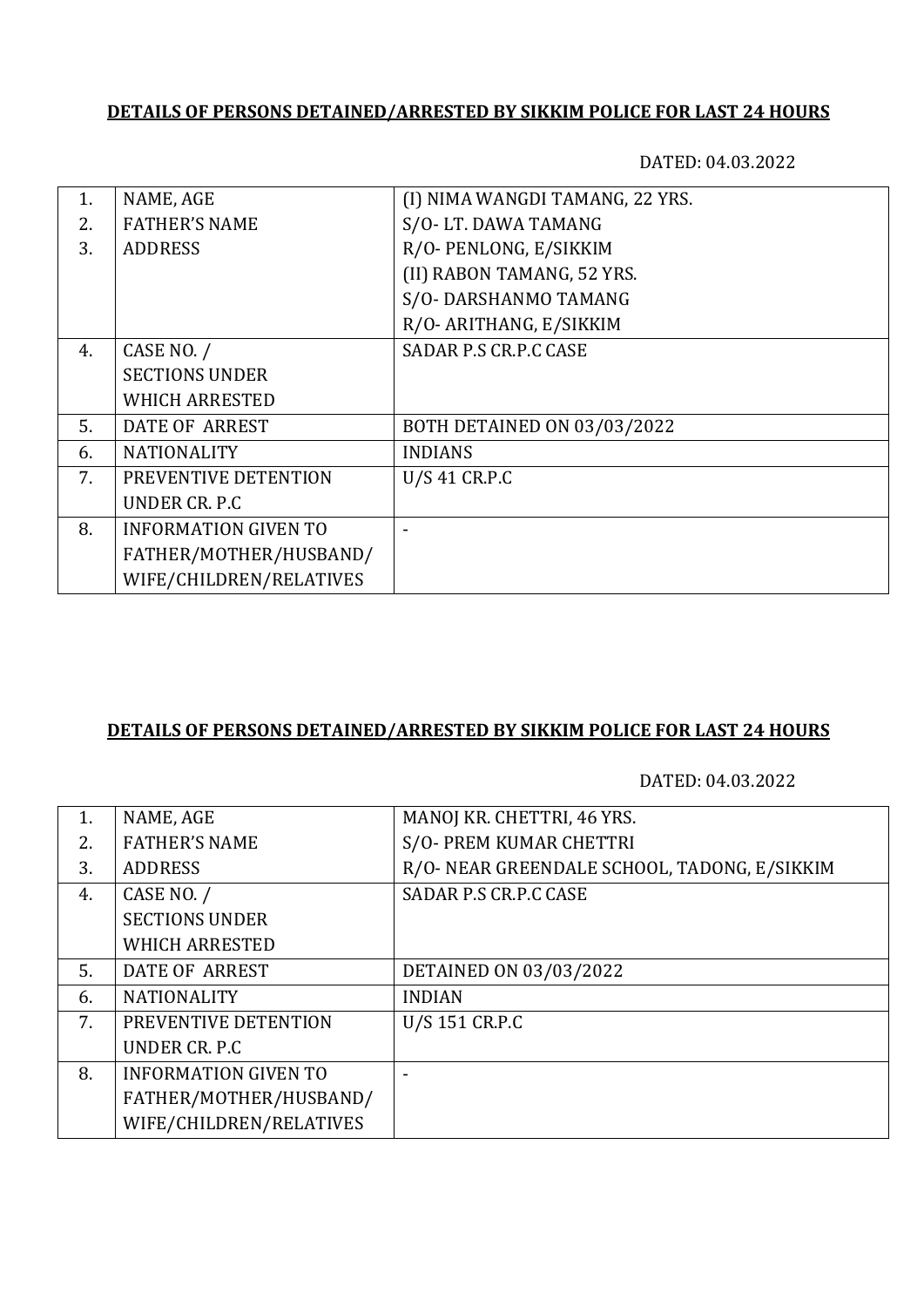**DETAILS OF PERSONS DETAINED/ARRESTED BY SIKKIM POLICE FOR LAST 24 HOURS**

DATED: 04.03.2022

| | | |
|---|---|---|
| 1.<br>2.<br>3. | NAME, AGE<br>FATHER'S NAME<br>ADDRESS | (I) NIMA WANGDI TAMANG, 22 YRS.<br>S/O- LT. DAWA TAMANG<br>R/O- PENLONG, E/SIKKIM<br>(II) RABON TAMANG, 52 YRS.<br>S/O- DARSHANMO TAMANG<br>R/O- ARITHANG, E/SIKKIM |
| 4. | CASE NO. /<br>SECTIONS UNDER<br>WHICH ARRESTED | SADAR P.S CR.P.C CASE |
| 5. | DATE OF ARREST | BOTH DETAINED ON 03/03/2022 |
| 6. | NATIONALITY | INDIANS |
| 7. | PREVENTIVE DETENTION<br>UNDER CR. P.C | U/S 41 CR.P.C |
| 8. | INFORMATION GIVEN TO<br>FATHER/MOTHER/HUSBAND/<br>WIFE/CHILDREN/RELATIVES | - |

**DETAILS OF PERSONS DETAINED/ARRESTED BY SIKKIM POLICE FOR LAST 24 HOURS**

DATED: 04.03.2022

| | | |
|---|---|---|
| 1.<br>2.<br>3. | NAME, AGE<br>FATHER'S NAME<br>ADDRESS | MANOJ KR. CHETTRI, 46 YRS.<br>S/O- PREM KUMAR CHETTRI<br>R/O- NEAR GREENDALE SCHOOL, TADONG, E/SIKKIM |
| 4. | CASE NO. /<br>SECTIONS UNDER<br>WHICH ARRESTED | SADAR P.S CR.P.C CASE |
| 5. | DATE OF ARREST | DETAINED ON 03/03/2022 |
| 6. | NATIONALITY | INDIAN |
| 7. | PREVENTIVE DETENTION<br>UNDER CR. P.C | U/S 151 CR.P.C |
| 8. | INFORMATION GIVEN TO<br>FATHER/MOTHER/HUSBAND/<br>WIFE/CHILDREN/RELATIVES | - |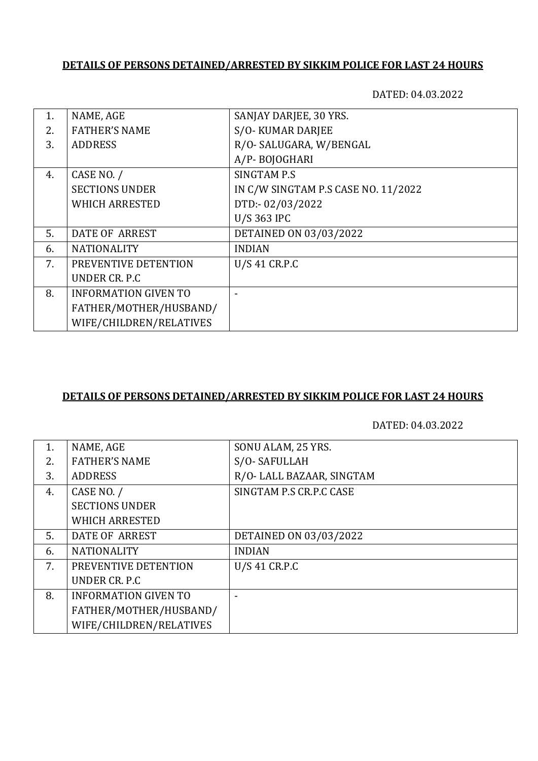**DETAILS OF PERSONS DETAINED/ARRESTED BY SIKKIM POLICE FOR LAST 24 HOURS**

DATED: 04.03.2022

| | | |
|---|---|---|
| 1.<br>2.<br>3. | NAME, AGE<br>FATHER'S NAME<br>ADDRESS | SANJAY DARJEE, 30 YRS.<br>S/O- KUMAR DARJEE<br>R/O- SALUGARA, W/BENGAL<br>A/P- BOJOGHARI |
| 4. | CASE NO. /<br>SECTIONS UNDER<br>WHICH ARRESTED | SINGTAM P.S<br>IN C/W SINGTAM P.S CASE NO. 11/2022<br>DTD:- 02/03/2022<br>U/S 363 IPC |
| 5. | DATE OF ARREST | DETAINED ON 03/03/2022 |
| 6. | NATIONALITY | INDIAN |
| 7. | PREVENTIVE DETENTION<br>UNDER CR. P.C | U/S 41 CR.P.C |
| 8. | INFORMATION GIVEN TO<br>FATHER/MOTHER/HUSBAND/<br>WIFE/CHILDREN/RELATIVES | - |

**DETAILS OF PERSONS DETAINED/ARRESTED BY SIKKIM POLICE FOR LAST 24 HOURS**

DATED: 04.03.2022

| | | |
|---|---|---|
| 1.<br>2.<br>3. | NAME, AGE<br>FATHER'S NAME<br>ADDRESS | SONU ALAM, 25 YRS.<br>S/O- SAFULLAH<br>R/O- LALL BAZAAR, SINGTAM |
| 4. | CASE NO. /<br>SECTIONS UNDER<br>WHICH ARRESTED | SINGTAM P.S CR.P.C CASE |
| 5. | DATE OF ARREST | DETAINED ON 03/03/2022 |
| 6. | NATIONALITY | INDIAN |
| 7. | PREVENTIVE DETENTION<br>UNDER CR. P.C | U/S 41 CR.P.C |
| 8. | INFORMATION GIVEN TO<br>FATHER/MOTHER/HUSBAND/<br>WIFE/CHILDREN/RELATIVES | - |